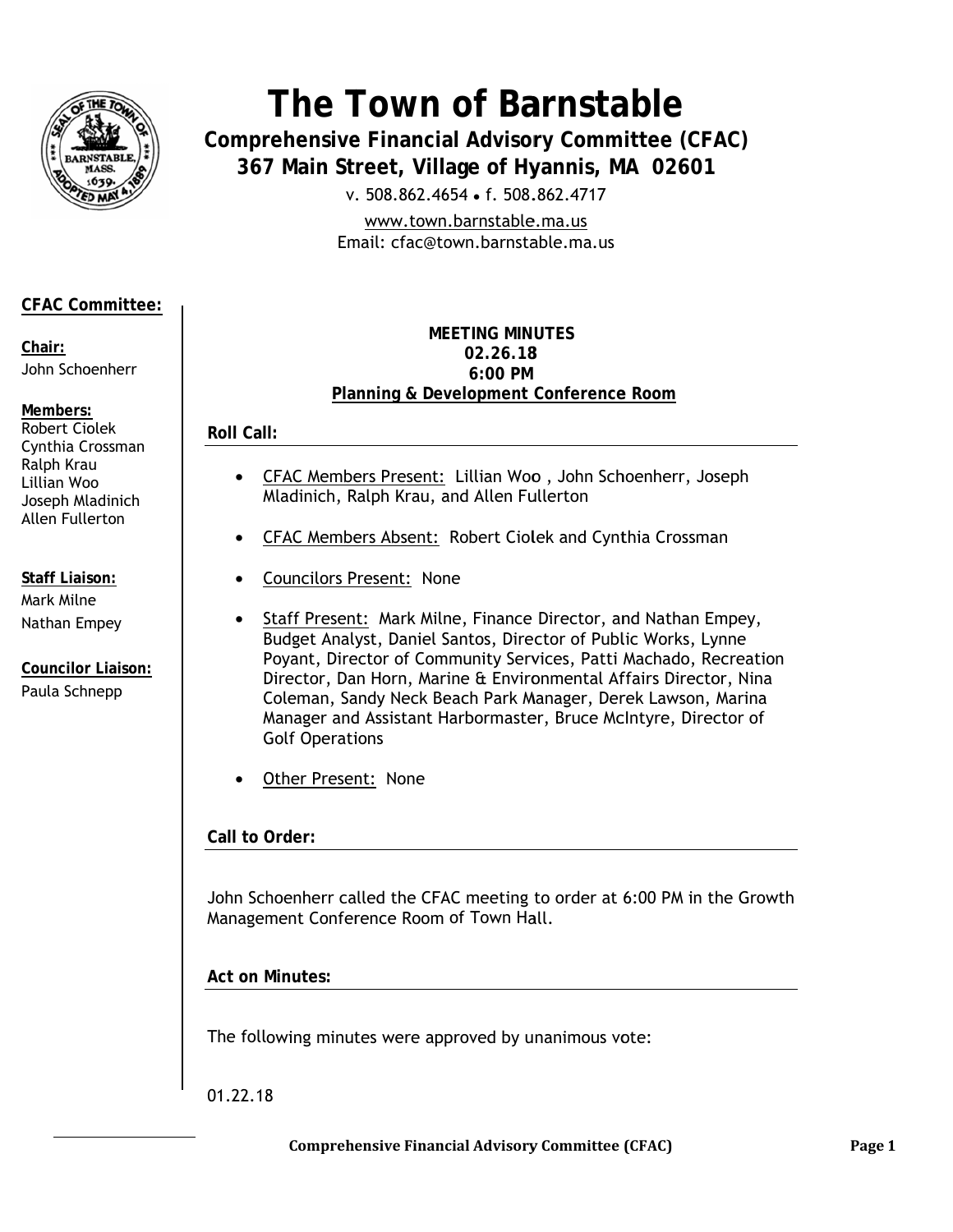# The Town of Barnstable

## Comprehensive Financial Advisory Committee (CFAC)

## 367 Main Street, Village of Hyannis, MA 02601

v. 508.862.4654 • f. 508.862.4717

www.town.barnstable.ma.us

Email: cfac@town.barnstable.ma.us

**CFAC Committee:**

**Chair:**
John Schoenherr

**Members:**
Robert Ciolek
Cynthia Crossman
Ralph Krau
Lillian Woo
Joseph Mladinich
Allen Fullerton

**Staff Liaison:**
Mark Milne
Nathan Empey

**Councilor Liaison:**
Paula Schnepp

**MEETING MINUTES**
**02.26.18**
**6:00 PM**
**Planning & Development Conference Room**

### Roll Call:

- CFAC Members Present: Lillian Woo , John Schoenherr, Joseph Mladinich, Ralph Krau, and Allen Fullerton
- CFAC Members Absent: Robert Ciolek and Cynthia Crossman
- Councilors Present: None
- Staff Present: Mark Milne, Finance Director, and Nathan Empey, Budget Analyst, Daniel Santos, Director of Public Works, Lynne Poyant, Director of Community Services, Patti Machado, Recreation Director, Dan Horn, Marine & Environmental Affairs Director, Nina Coleman, Sandy Neck Beach Park Manager, Derek Lawson, Marina Manager and Assistant Harbormaster, Bruce McIntyre, Director of Golf Operations
- Other Present: None

### Call to Order:

John Schoenherr called the CFAC meeting to order at 6:00 PM in the Growth Management Conference Room of Town Hall.

### Act on Minutes:

The following minutes were approved by unanimous vote:

01.22.18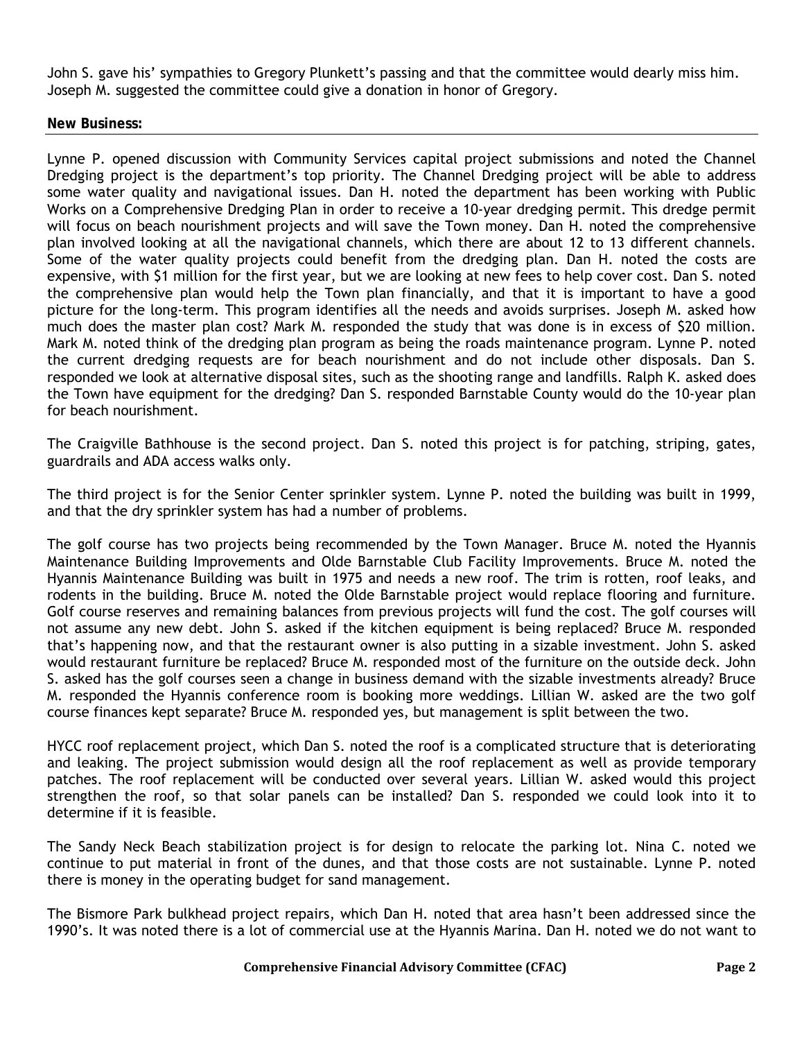John S. gave his' sympathies to Gregory Plunkett's passing and that the committee would dearly miss him. Joseph M. suggested the committee could give a donation in honor of Gregory.

**New Business:**

Lynne P. opened discussion with Community Services capital project submissions and noted the Channel Dredging project is the department's top priority. The Channel Dredging project will be able to address some water quality and navigational issues. Dan H. noted the department has been working with Public Works on a Comprehensive Dredging Plan in order to receive a 10-year dredging permit. This dredge permit will focus on beach nourishment projects and will save the Town money. Dan H. noted the comprehensive plan involved looking at all the navigational channels, which there are about 12 to 13 different channels. Some of the water quality projects could benefit from the dredging plan. Dan H. noted the costs are expensive, with $1 million for the first year, but we are looking at new fees to help cover cost. Dan S. noted the comprehensive plan would help the Town plan financially, and that it is important to have a good picture for the long-term. This program identifies all the needs and avoids surprises. Joseph M. asked how much does the master plan cost? Mark M. responded the study that was done is in excess of $20 million. Mark M. noted think of the dredging plan program as being the roads maintenance program. Lynne P. noted the current dredging requests are for beach nourishment and do not include other disposals. Dan S. responded we look at alternative disposal sites, such as the shooting range and landfills. Ralph K. asked does the Town have equipment for the dredging? Dan S. responded Barnstable County would do the 10-year plan for beach nourishment.

The Craigville Bathhouse is the second project. Dan S. noted this project is for patching, striping, gates, guardrails and ADA access walks only.

The third project is for the Senior Center sprinkler system. Lynne P. noted the building was built in 1999, and that the dry sprinkler system has had a number of problems.

The golf course has two projects being recommended by the Town Manager. Bruce M. noted the Hyannis Maintenance Building Improvements and Olde Barnstable Club Facility Improvements. Bruce M. noted the Hyannis Maintenance Building was built in 1975 and needs a new roof. The trim is rotten, roof leaks, and rodents in the building. Bruce M. noted the Olde Barnstable project would replace flooring and furniture. Golf course reserves and remaining balances from previous projects will fund the cost. The golf courses will not assume any new debt. John S. asked if the kitchen equipment is being replaced? Bruce M. responded that's happening now, and that the restaurant owner is also putting in a sizable investment. John S. asked would restaurant furniture be replaced? Bruce M. responded most of the furniture on the outside deck. John S. asked has the golf courses seen a change in business demand with the sizable investments already? Bruce M. responded the Hyannis conference room is booking more weddings. Lillian W. asked are the two golf course finances kept separate? Bruce M. responded yes, but management is split between the two.

HYCC roof replacement project, which Dan S. noted the roof is a complicated structure that is deteriorating and leaking. The project submission would design all the roof replacement as well as provide temporary patches. The roof replacement will be conducted over several years. Lillian W. asked would this project strengthen the roof, so that solar panels can be installed? Dan S. responded we could look into it to determine if it is feasible.

The Sandy Neck Beach stabilization project is for design to relocate the parking lot. Nina C. noted we continue to put material in front of the dunes, and that those costs are not sustainable. Lynne P. noted there is money in the operating budget for sand management.

The Bismore Park bulkhead project repairs, which Dan H. noted that area hasn't been addressed since the 1990's. It was noted there is a lot of commercial use at the Hyannis Marina. Dan H. noted we do not want to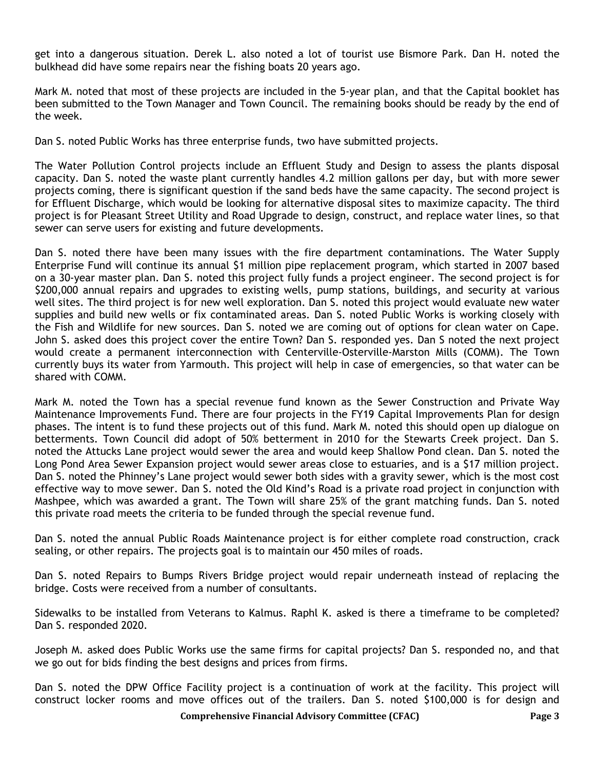get into a dangerous situation. Derek L. also noted a lot of tourist use Bismore Park. Dan H. noted the bulkhead did have some repairs near the fishing boats 20 years ago.

Mark M. noted that most of these projects are included in the 5-year plan, and that the Capital booklet has been submitted to the Town Manager and Town Council. The remaining books should be ready by the end of the week.

Dan S. noted Public Works has three enterprise funds, two have submitted projects.

The Water Pollution Control projects include an Effluent Study and Design to assess the plants disposal capacity. Dan S. noted the waste plant currently handles 4.2 million gallons per day, but with more sewer projects coming, there is significant question if the sand beds have the same capacity. The second project is for Effluent Discharge, which would be looking for alternative disposal sites to maximize capacity. The third project is for Pleasant Street Utility and Road Upgrade to design, construct, and replace water lines, so that sewer can serve users for existing and future developments.

Dan S. noted there have been many issues with the fire department contaminations. The Water Supply Enterprise Fund will continue its annual $1 million pipe replacement program, which started in 2007 based on a 30-year master plan. Dan S. noted this project fully funds a project engineer. The second project is for $200,000 annual repairs and upgrades to existing wells, pump stations, buildings, and security at various well sites. The third project is for new well exploration. Dan S. noted this project would evaluate new water supplies and build new wells or fix contaminated areas. Dan S. noted Public Works is working closely with the Fish and Wildlife for new sources. Dan S. noted we are coming out of options for clean water on Cape. John S. asked does this project cover the entire Town? Dan S. responded yes. Dan S noted the next project would create a permanent interconnection with Centerville-Osterville-Marston Mills (COMM). The Town currently buys its water from Yarmouth. This project will help in case of emergencies, so that water can be shared with COMM.

Mark M. noted the Town has a special revenue fund known as the Sewer Construction and Private Way Maintenance Improvements Fund. There are four projects in the FY19 Capital Improvements Plan for design phases. The intent is to fund these projects out of this fund. Mark M. noted this should open up dialogue on betterments. Town Council did adopt of 50% betterment in 2010 for the Stewarts Creek project. Dan S. noted the Attucks Lane project would sewer the area and would keep Shallow Pond clean. Dan S. noted the Long Pond Area Sewer Expansion project would sewer areas close to estuaries, and is a $17 million project. Dan S. noted the Phinney's Lane project would sewer both sides with a gravity sewer, which is the most cost effective way to move sewer. Dan S. noted the Old Kind's Road is a private road project in conjunction with Mashpee, which was awarded a grant. The Town will share 25% of the grant matching funds. Dan S. noted this private road meets the criteria to be funded through the special revenue fund.

Dan S. noted the annual Public Roads Maintenance project is for either complete road construction, crack sealing, or other repairs. The projects goal is to maintain our 450 miles of roads.

Dan S. noted Repairs to Bumps Rivers Bridge project would repair underneath instead of replacing the bridge. Costs were received from a number of consultants.

Sidewalks to be installed from Veterans to Kalmus. Raphl K. asked is there a timeframe to be completed? Dan S. responded 2020.

Joseph M. asked does Public Works use the same firms for capital projects? Dan S. responded no, and that we go out for bids finding the best designs and prices from firms.

Dan S. noted the DPW Office Facility project is a continuation of work at the facility. This project will construct locker rooms and move offices out of the trailers. Dan S. noted $100,000 is for design and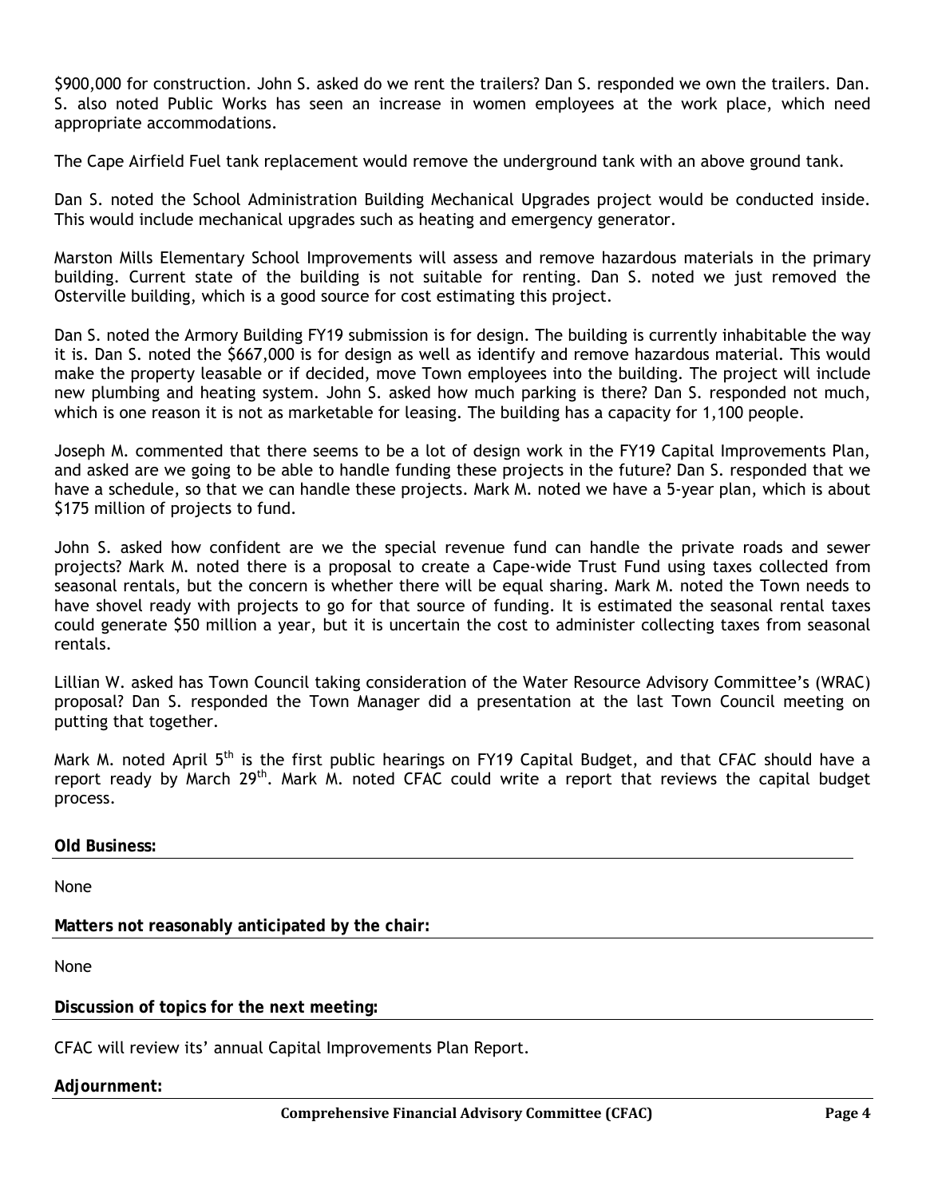$900,000 for construction. John S. asked do we rent the trailers? Dan S. responded we own the trailers. Dan. S. also noted Public Works has seen an increase in women employees at the work place, which need appropriate accommodations.

The Cape Airfield Fuel tank replacement would remove the underground tank with an above ground tank.

Dan S. noted the School Administration Building Mechanical Upgrades project would be conducted inside. This would include mechanical upgrades such as heating and emergency generator.

Marston Mills Elementary School Improvements will assess and remove hazardous materials in the primary building. Current state of the building is not suitable for renting. Dan S. noted we just removed the Osterville building, which is a good source for cost estimating this project.

Dan S. noted the Armory Building FY19 submission is for design. The building is currently inhabitable the way it is. Dan S. noted the $667,000 is for design as well as identify and remove hazardous material. This would make the property leasable or if decided, move Town employees into the building. The project will include new plumbing and heating system. John S. asked how much parking is there? Dan S. responded not much, which is one reason it is not as marketable for leasing. The building has a capacity for 1,100 people.

Joseph M. commented that there seems to be a lot of design work in the FY19 Capital Improvements Plan, and asked are we going to be able to handle funding these projects in the future? Dan S. responded that we have a schedule, so that we can handle these projects. Mark M. noted we have a 5-year plan, which is about $175 million of projects to fund.

John S. asked how confident are we the special revenue fund can handle the private roads and sewer projects? Mark M. noted there is a proposal to create a Cape-wide Trust Fund using taxes collected from seasonal rentals, but the concern is whether there will be equal sharing. Mark M. noted the Town needs to have shovel ready with projects to go for that source of funding. It is estimated the seasonal rental taxes could generate $50 million a year, but it is uncertain the cost to administer collecting taxes from seasonal rentals.

Lillian W. asked has Town Council taking consideration of the Water Resource Advisory Committee's (WRAC) proposal? Dan S. responded the Town Manager did a presentation at the last Town Council meeting on putting that together.

Mark M. noted April 5th is the first public hearings on FY19 Capital Budget, and that CFAC should have a report ready by March 29th. Mark M. noted CFAC could write a report that reviews the capital budget process.

**Old Business:**

None

**Matters not reasonably anticipated by the chair:**

None

**Discussion of topics for the next meeting:**

CFAC will review its' annual Capital Improvements Plan Report.

**Adjournment:**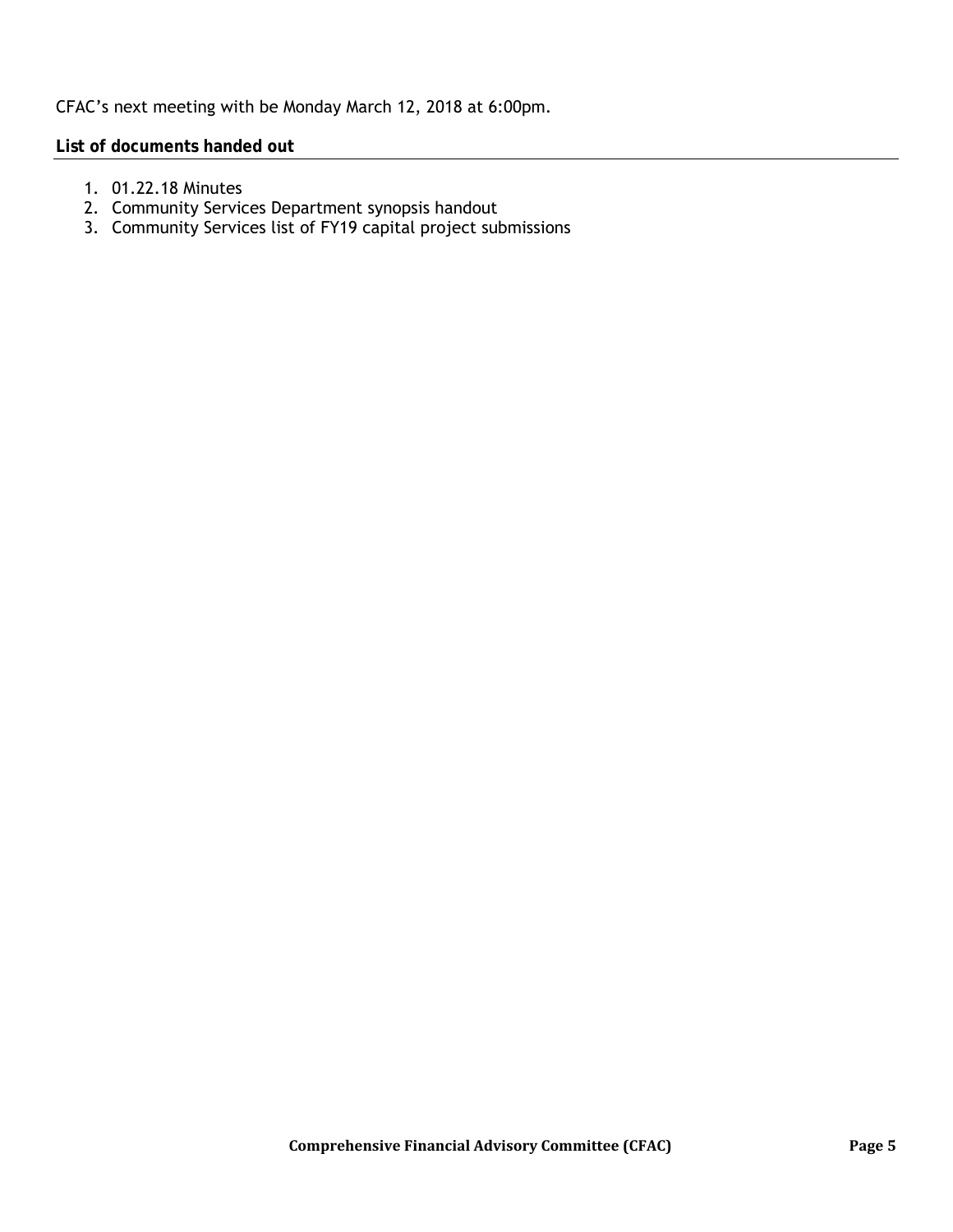CFAC's next meeting with be Monday March 12, 2018 at 6:00pm.

**List of documents handed out**

1. 01.22.18 Minutes
2. Community Services Department synopsis handout
3. Community Services list of FY19 capital project submissions